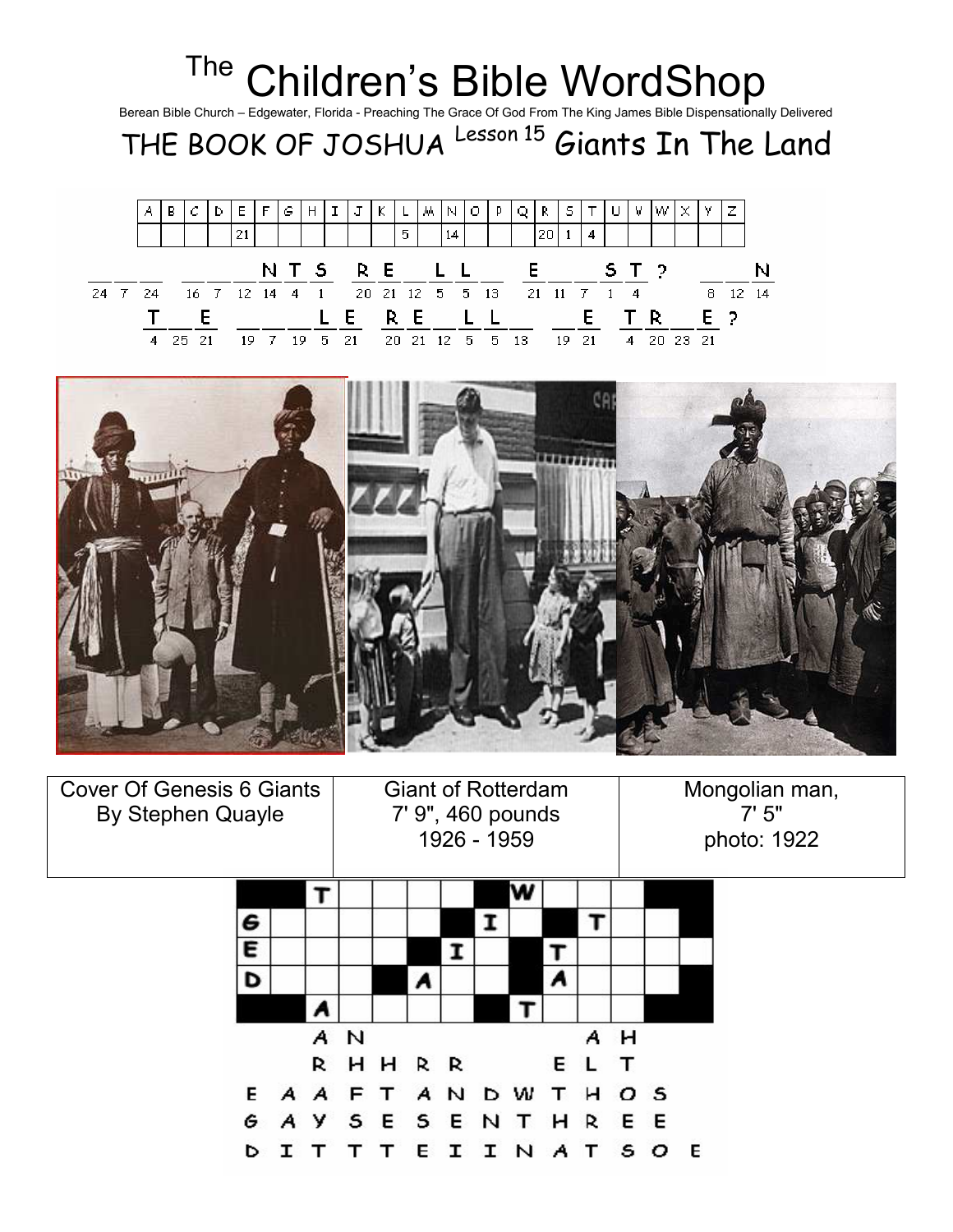# The Children's Bible WordShop

Berean Bible Church – Edgewater, Florida - Preaching The Grace Of God From The King James Bible Dispensationally Delivered

## THE BOOK OF JOSHUA Lesson 15 Giants In The Land

| A | B | C | D | E | F | G | H | I | J | K | L | M | N | O | P | Q | R | S | T | U | V | W | X | Y | Z |
|---|---|---|---|---|---|---|---|---|---|---|---|---|---|---|---|---|---|---|---|---|---|---|---|---|---|
| | | | | 21 | | | | | | | 5 | | 14 | | | | 20 | 1 | 4 | | | | | | |

\_ \_ \_ &nbsp; \_ \_ \_ N T S &nbsp; R E \_ L L \_ &nbsp; E \_ \_ S T ? &nbsp; \_ \_ N
24 7 24 &nbsp; 16 7 12 14 4 1 &nbsp; 20 21 12 5 5 13 &nbsp; 21 11 7 1 4 &nbsp; 8 12 14

T \_ E &nbsp; \_ \_ L E &nbsp; R E \_ L L \_ &nbsp; \_ E &nbsp; T R \_ E ?
4 25 21 &nbsp; 19 7 19 5 21 &nbsp; 20 21 12 5 5 13 &nbsp; 19 21 &nbsp; 4 20 23 21

| Cover Of Genesis 6 Giants By Stephen Quayle | Giant of Rotterdam 7' 9", 460 pounds 1926 - 1959 | Mongolian man, 7' 5" photo: 1922 |
|---|---|---|

|   |   |   |   |   |   |   |   |   |   |   |   |   |   |
|---|---|---|---|---|---|---|---|---|---|---|---|---|---|
| ■ | ■ | T |   |   |   |   | ■ | W |   |   |   | ■ | ■ |
| G |   |   |   |   | ■ | I |   | ■ | T |   |   |   | ■ |
| E |   |   |   | ■ | I |   | ■ | T |   |   |   |   |   |
| D |   |   | ■ | A |   |   | ■ | A |   |   |   |   | ■ |
| ■ | ■ | A |   |   |   | ■ | T |   |   |   |   | ■ | ■ |

A N &nbsp; A H

R H H R R &nbsp; E L T

E A A F T A N D W T H O S

G A Y S E S E N T H R E E

D I T T T E I I N A T S O E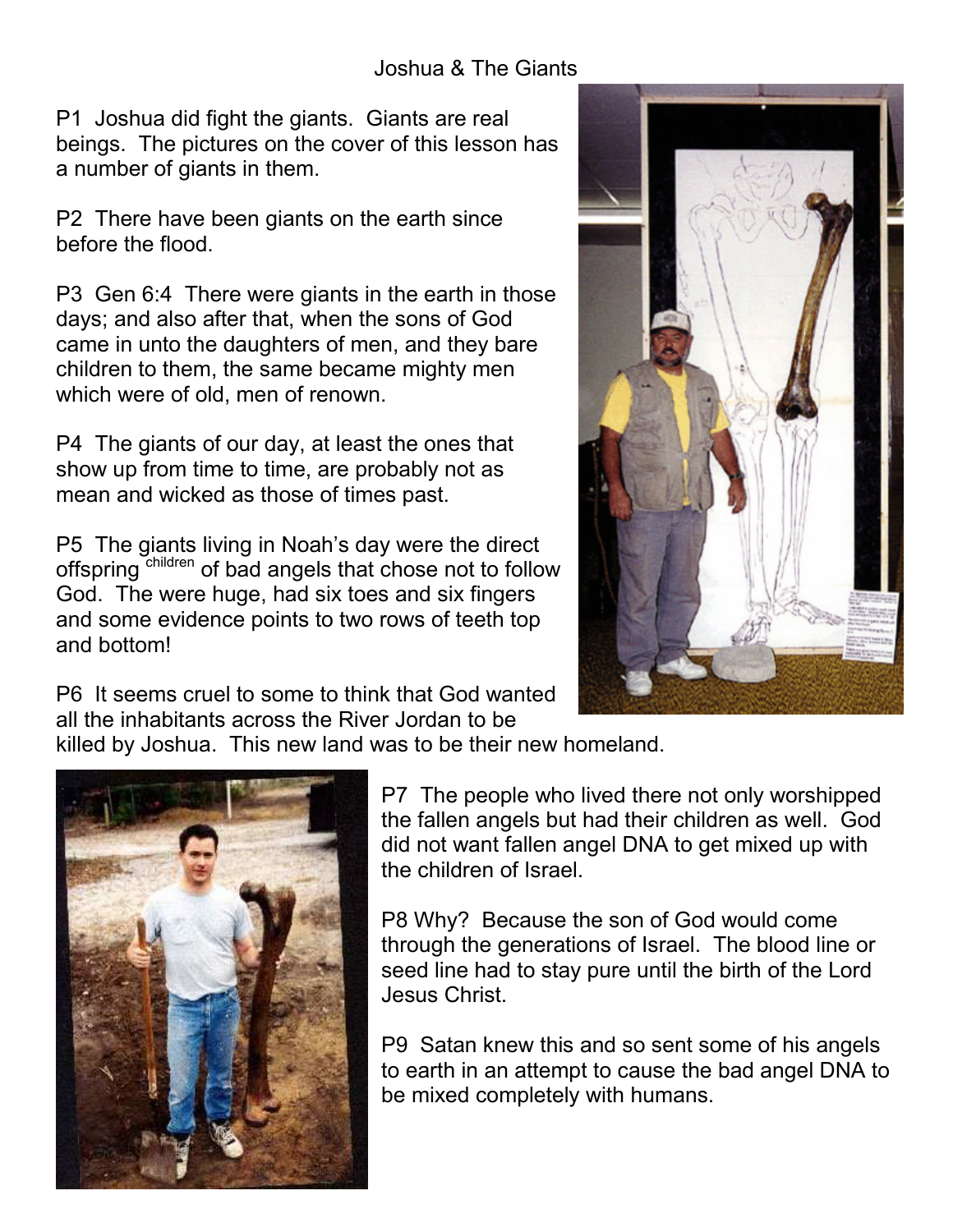# Joshua & The Giants

P1 Joshua did fight the giants. Giants are real beings. The pictures on the cover of this lesson has a number of giants in them.

P2 There have been giants on the earth since before the flood.

P3 Gen 6:4 There were giants in the earth in those days; and also after that, when the sons of God came in unto the daughters of men, and they bare children to them, the same became mighty men which were of old, men of renown.

P4 The giants of our day, at least the ones that show up from time to time, are probably not as mean and wicked as those of times past.

P5 The giants living in Noah's day were the direct offspring [children] of bad angels that chose not to follow God. The were huge, had six toes and six fingers and some evidence points to two rows of teeth top and bottom!

P6 It seems cruel to some to think that God wanted all the inhabitants across the River Jordan to be killed by Joshua. This new land was to be their new homeland.

P7 The people who lived there not only worshipped the fallen angels but had their children as well. God did not want fallen angel DNA to get mixed up with the children of Israel.

P8 Why? Because the son of God would come through the generations of Israel. The blood line or seed line had to stay pure until the birth of the Lord Jesus Christ.

P9 Satan knew this and so sent some of his angels to earth in an attempt to cause the bad angel DNA to be mixed completely with humans.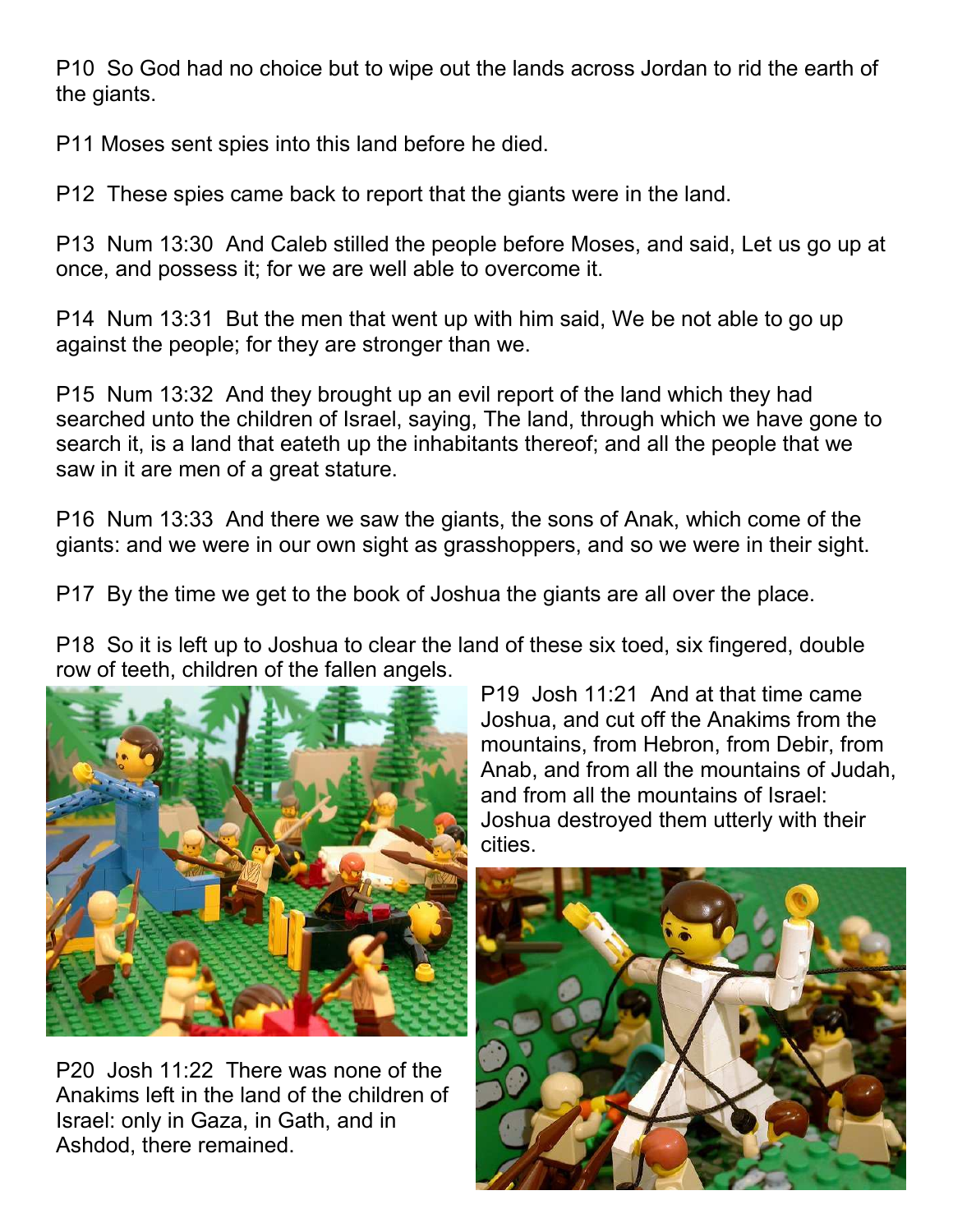P10 So God had no choice but to wipe out the lands across Jordan to rid the earth of the giants.

P11 Moses sent spies into this land before he died.

P12 These spies came back to report that the giants were in the land.

P13 Num 13:30 And Caleb stilled the people before Moses, and said, Let us go up at once, and possess it; for we are well able to overcome it.

P14 Num 13:31 But the men that went up with him said, We be not able to go up against the people; for they are stronger than we.

P15 Num 13:32 And they brought up an evil report of the land which they had searched unto the children of Israel, saying, The land, through which we have gone to search it, is a land that eateth up the inhabitants thereof; and all the people that we saw in it are men of a great stature.

P16 Num 13:33 And there we saw the giants, the sons of Anak, which come of the giants: and we were in our own sight as grasshoppers, and so we were in their sight.

P17 By the time we get to the book of Joshua the giants are all over the place.

P18 So it is left up to Joshua to clear the land of these six toed, six fingered, double row of teeth, children of the fallen angels.

P19 Josh 11:21 And at that time came Joshua, and cut off the Anakims from the mountains, from Hebron, from Debir, from Anab, and from all the mountains of Judah, and from all the mountains of Israel: Joshua destroyed them utterly with their cities.

P20 Josh 11:22 There was none of the Anakims left in the land of the children of Israel: only in Gaza, in Gath, and in Ashdod, there remained.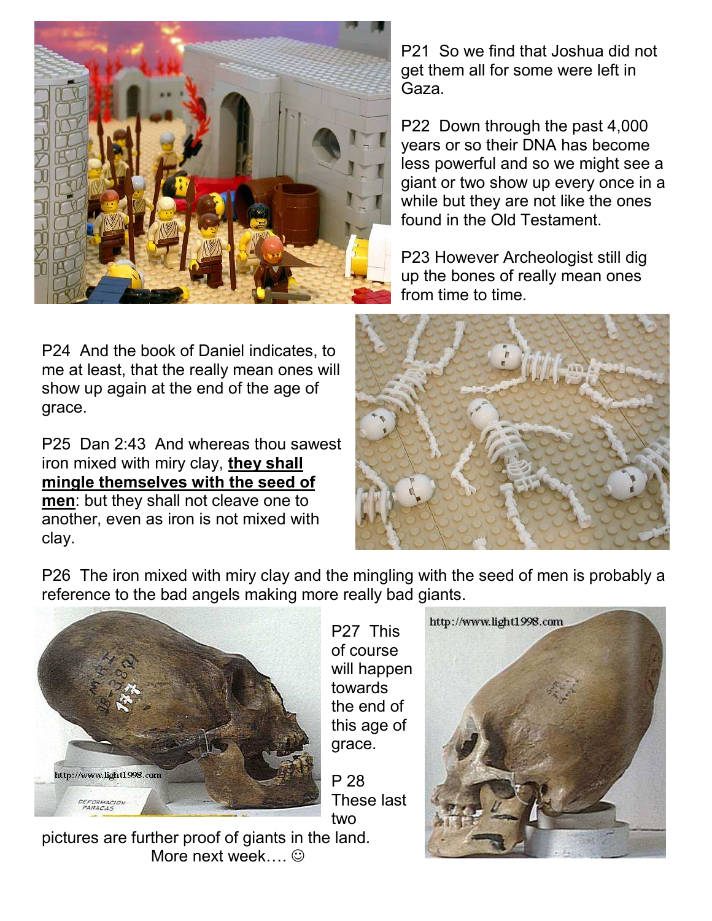P21 So we find that Joshua did not get them all for some were left in Gaza.

P22 Down through the past 4,000 years or so their DNA has become less powerful and so we might see a giant or two show up every once in a while but they are not like the ones found in the Old Testament.

P23 However Archeologist still dig up the bones of really mean ones from time to time.

P24 And the book of Daniel indicates, to me at least, that the really mean ones will show up again at the end of the age of grace.

P25 Dan 2:43 And whereas thou sawest iron mixed with miry clay, **they shall mingle themselves with the seed of men**: but they shall not cleave one to another, even as iron is not mixed with clay.

P26 The iron mixed with miry clay and the mingling with the seed of men is probably a reference to the bad angels making more really bad giants.

P27 This of course will happen towards the end of this age of grace.

P 28 These last two pictures are further proof of giants in the land.

More next week…. ☺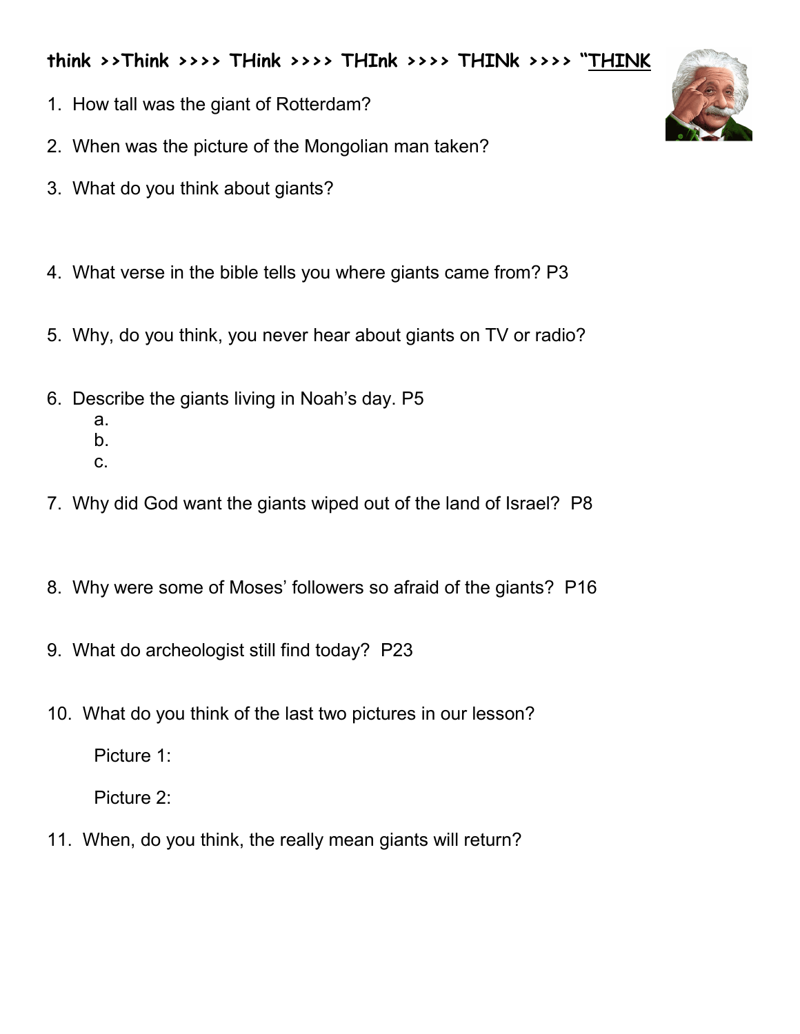**think >>Think >>>> THink >>>> THInk >>>> THINk >>>> "THINK**

1. How tall was the giant of Rotterdam?
2. When was the picture of the Mongolian man taken?
3. What do you think about giants?
4. What verse in the bible tells you where giants came from? P3
5. Why, do you think, you never hear about giants on TV or radio?
6. Describe the giants living in Noah's day. P5
   a.
   b.
   c.
7. Why did God want the giants wiped out of the land of Israel? P8
8. Why were some of Moses' followers so afraid of the giants? P16
9. What do archeologist still find today? P23
10. What do you think of the last two pictures in our lesson?

    Picture 1:

    Picture 2:
11. When, do you think, the really mean giants will return?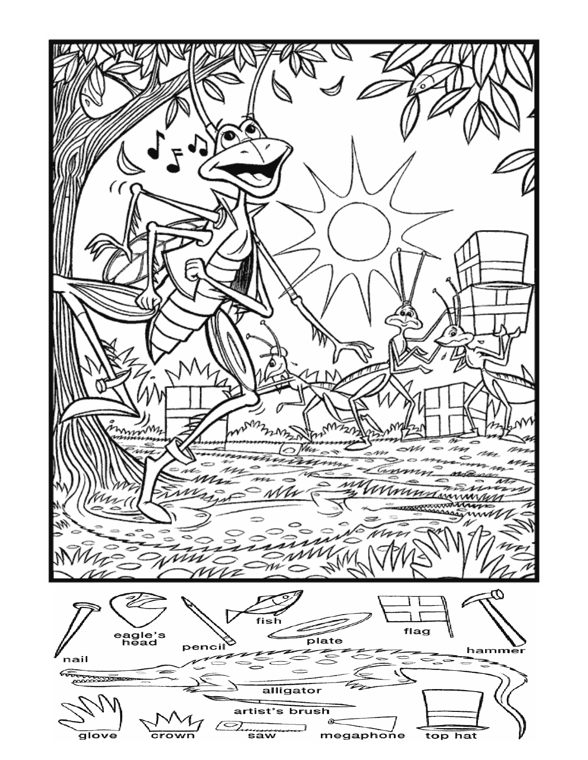nail

eagle's head

pencil

fish

plate

flag

hammer

alligator

artist's brush

glove

crown

saw

megaphone

top hat